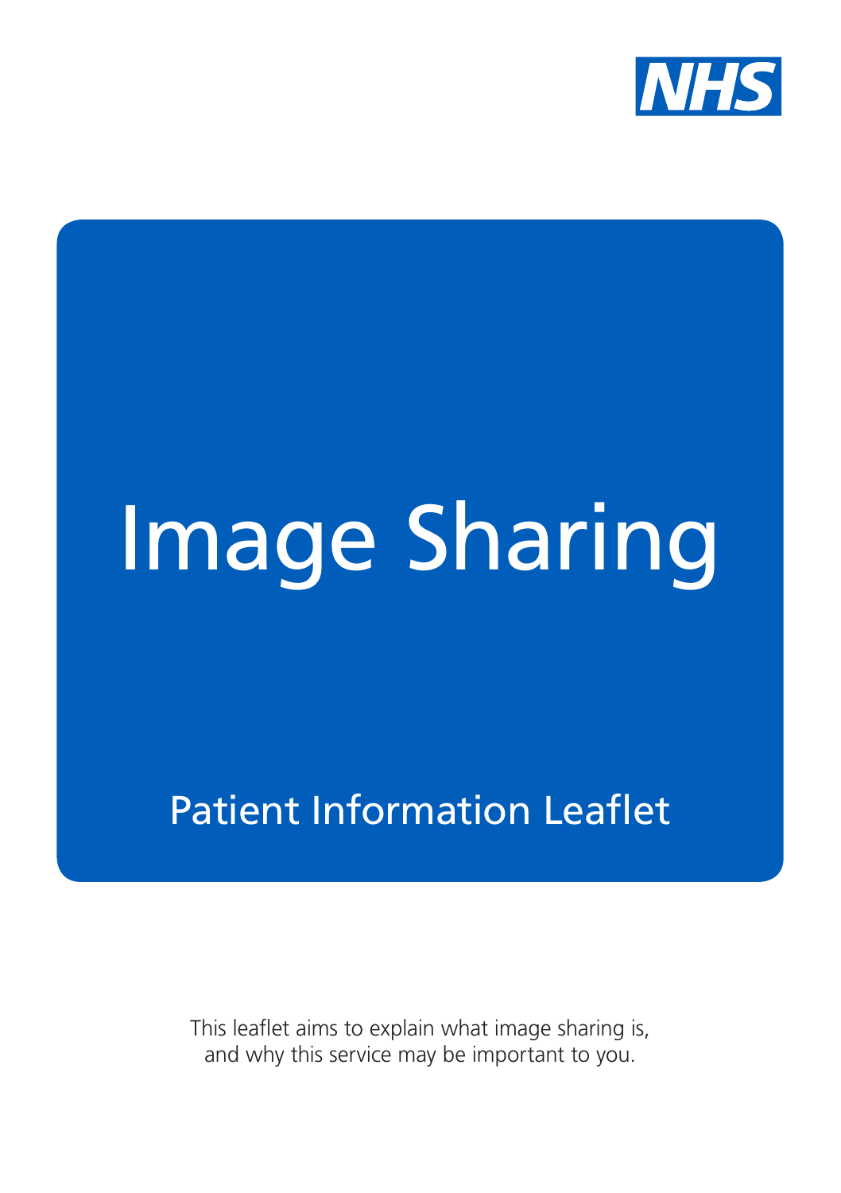NHS

# Image Sharing

## Patient Information Leaflet

This leaflet aims to explain what image sharing is, and why this service may be important to you.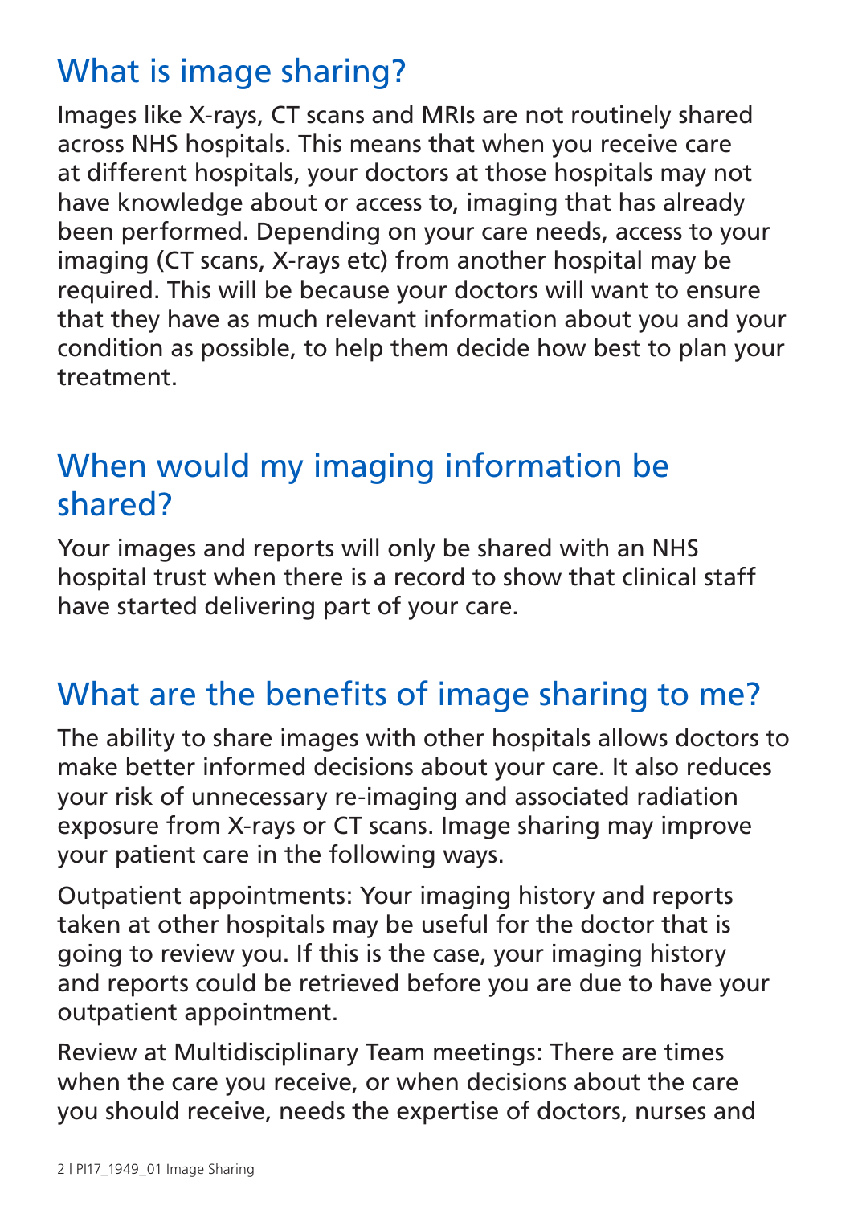## What is image sharing?

Images like X-rays, CT scans and MRIs are not routinely shared across NHS hospitals. This means that when you receive care at different hospitals, your doctors at those hospitals may not have knowledge about or access to, imaging that has already been performed. Depending on your care needs, access to your imaging (CT scans, X-rays etc) from another hospital may be required. This will be because your doctors will want to ensure that they have as much relevant information about you and your condition as possible, to help them decide how best to plan your treatment.

## When would my imaging information be shared?

Your images and reports will only be shared with an NHS hospital trust when there is a record to show that clinical staff have started delivering part of your care.

## What are the benefits of image sharing to me?

The ability to share images with other hospitals allows doctors to make better informed decisions about your care. It also reduces your risk of unnecessary re-imaging and associated radiation exposure from X-rays or CT scans. Image sharing may improve your patient care in the following ways.

Outpatient appointments: Your imaging history and reports taken at other hospitals may be useful for the doctor that is going to review you. If this is the case, your imaging history and reports could be retrieved before you are due to have your outpatient appointment.

Review at Multidisciplinary Team meetings: There are times when the care you receive, or when decisions about the care you should receive, needs the expertise of doctors, nurses and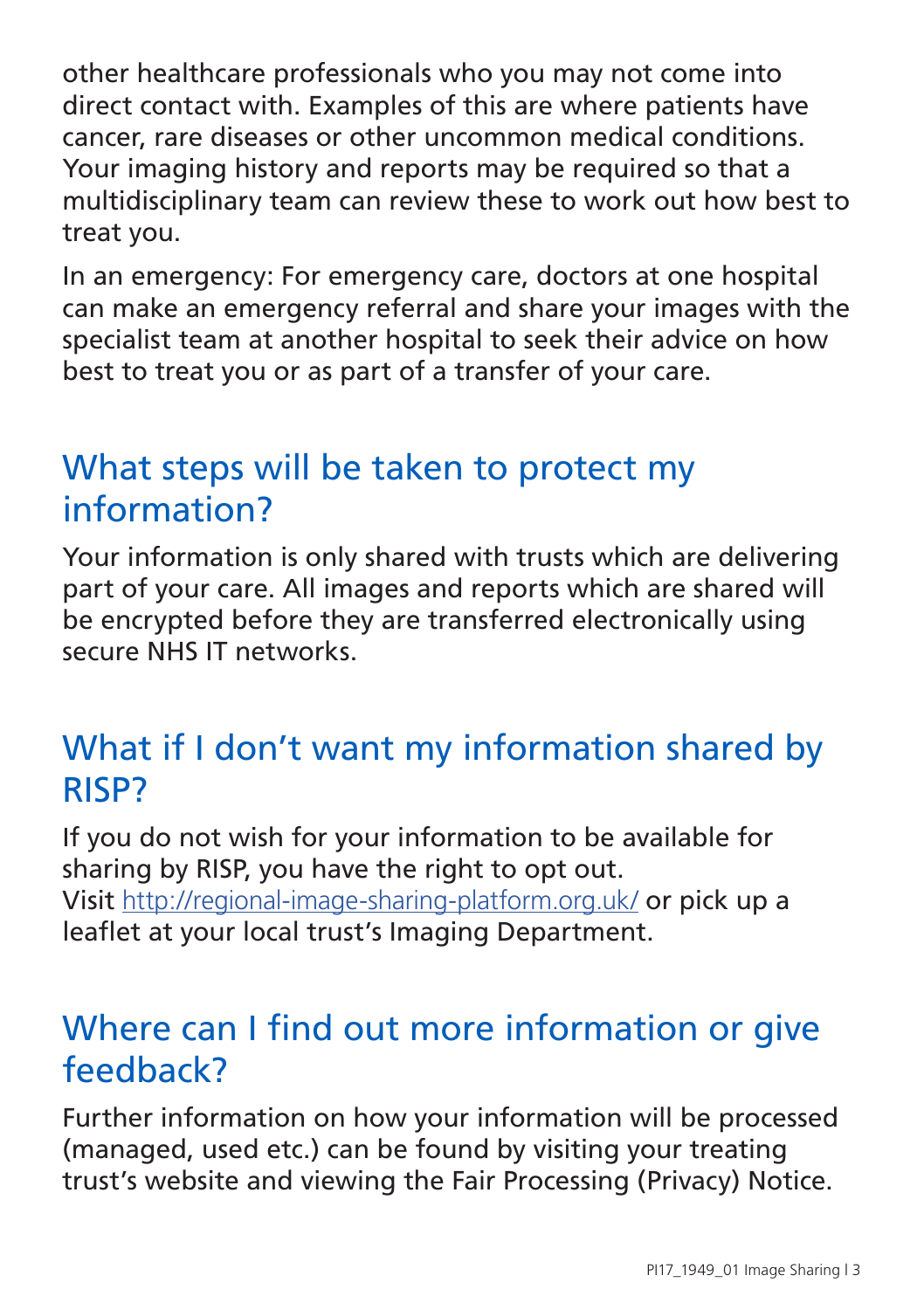other healthcare professionals who you may not come into direct contact with. Examples of this are where patients have cancer, rare diseases or other uncommon medical conditions. Your imaging history and reports may be required so that a multidisciplinary team can review these to work out how best to treat you.

In an emergency: For emergency care, doctors at one hospital can make an emergency referral and share your images with the specialist team at another hospital to seek their advice on how best to treat you or as part of a transfer of your care.

## What steps will be taken to protect my information?

Your information is only shared with trusts which are delivering part of your care. All images and reports which are shared will be encrypted before they are transferred electronically using secure NHS IT networks.

## What if I don't want my information shared by RISP?

If you do not wish for your information to be available for sharing by RISP, you have the right to opt out. Visit [http://regional-image-sharing-platform.org.uk/](http://regional-image-sharing-platform.org.uk/) or pick up a leaflet at your local trust's Imaging Department.

## Where can I find out more information or give feedback?

Further information on how your information will be processed (managed, used etc.) can be found by visiting your treating trust's website and viewing the Fair Processing (Privacy) Notice.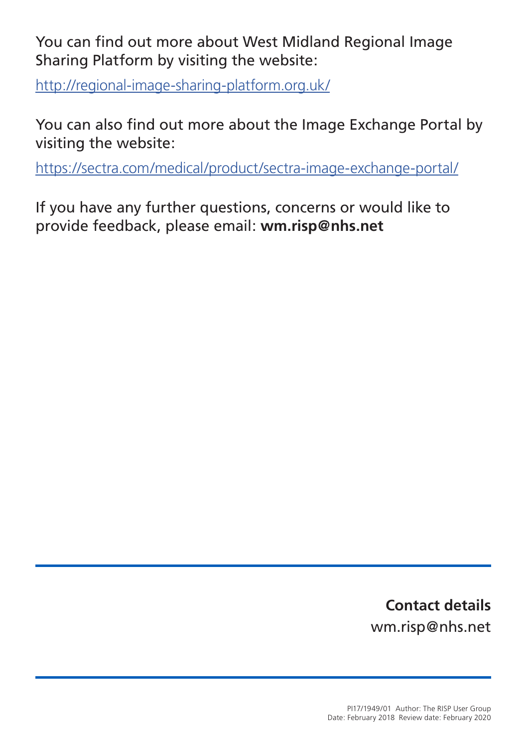You can find out more about West Midland Regional Image Sharing Platform by visiting the website:

http://regional-image-sharing-platform.org.uk/

You can also find out more about the Image Exchange Portal by visiting the website:

https://sectra.com/medical/product/sectra-image-exchange-portal/

If you have any further questions, concerns or would like to provide feedback, please email: **wm.risp@nhs.net**

---

**Contact details**

wm.risp@nhs.net

---

PI17/1949/01 Author: The RISP User Group
Date: February 2018 Review date: February 2020